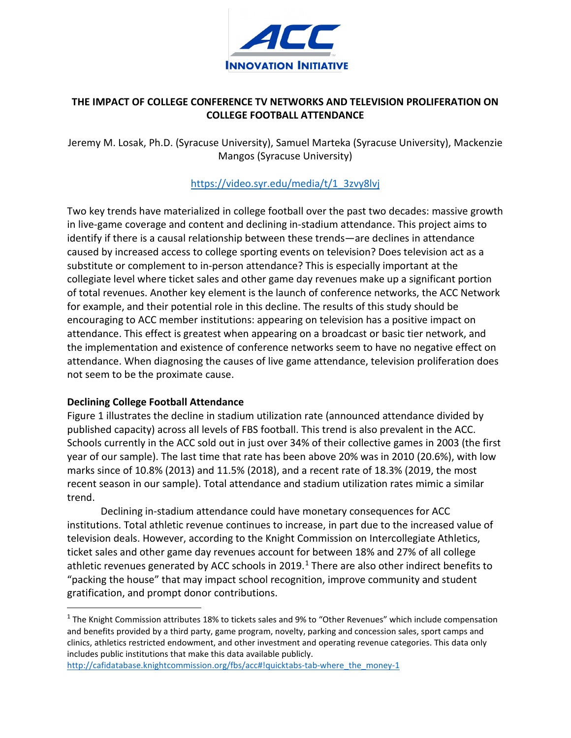# THE IMPACT OF COLLEGE CONFERENCE TV NETWORKS AND TELEVISION PROLIFERATION ON COLLEGE FOOTBALL ATTENDANCE

Jeremy M. Losak, Ph.D. (Syracuse University), Samuel Marteka (Syracuse University), Mackenzie Mangos (Syracuse University)

https://video.syr.edu/media/t/1_3zvy8lvj

Two key trends have materialized in college football over the past two decades: massive growth in live-game coverage and content and declining in-stadium attendance. This project aims to identify if there is a causal relationship between these trends—are declines in attendance caused by increased access to college sporting events on television? Does television act as a substitute or complement to in-person attendance? This is especially important at the collegiate level where ticket sales and other game day revenues make up a significant portion of total revenues. Another key element is the launch of conference networks, the ACC Network for example, and their potential role in this decline. The results of this study should be encouraging to ACC member institutions: appearing on television has a positive impact on attendance. This effect is greatest when appearing on a broadcast or basic tier network, and the implementation and existence of conference networks seem to have no negative effect on attendance. When diagnosing the causes of live game attendance, television proliferation does not seem to be the proximate cause.

**Declining College Football Attendance**

Figure 1 illustrates the decline in stadium utilization rate (announced attendance divided by published capacity) across all levels of FBS football. This trend is also prevalent in the ACC. Schools currently in the ACC sold out in just over 34% of their collective games in 2003 (the first year of our sample). The last time that rate has been above 20% was in 2010 (20.6%), with low marks since of 10.8% (2013) and 11.5% (2018), and a recent rate of 18.3% (2019, the most recent season in our sample). Total attendance and stadium utilization rates mimic a similar trend.

Declining in-stadium attendance could have monetary consequences for ACC institutions. Total athletic revenue continues to increase, in part due to the increased value of television deals. However, according to the Knight Commission on Intercollegiate Athletics, ticket sales and other game day revenues account for between 18% and 27% of all college athletic revenues generated by ACC schools in 2019.[1] There are also other indirect benefits to "packing the house" that may impact school recognition, improve community and student gratification, and prompt donor contributions.

[1] The Knight Commission attributes 18% to tickets sales and 9% to "Other Revenues" which include compensation and benefits provided by a third party, game program, novelty, parking and concession sales, sport camps and clinics, athletics restricted endowment, and other investment and operating revenue categories. This data only includes public institutions that make this data available publicly.
http://cafidatabase.knightcommission.org/fbs/acc#!quicktabs-tab-where_the_money-1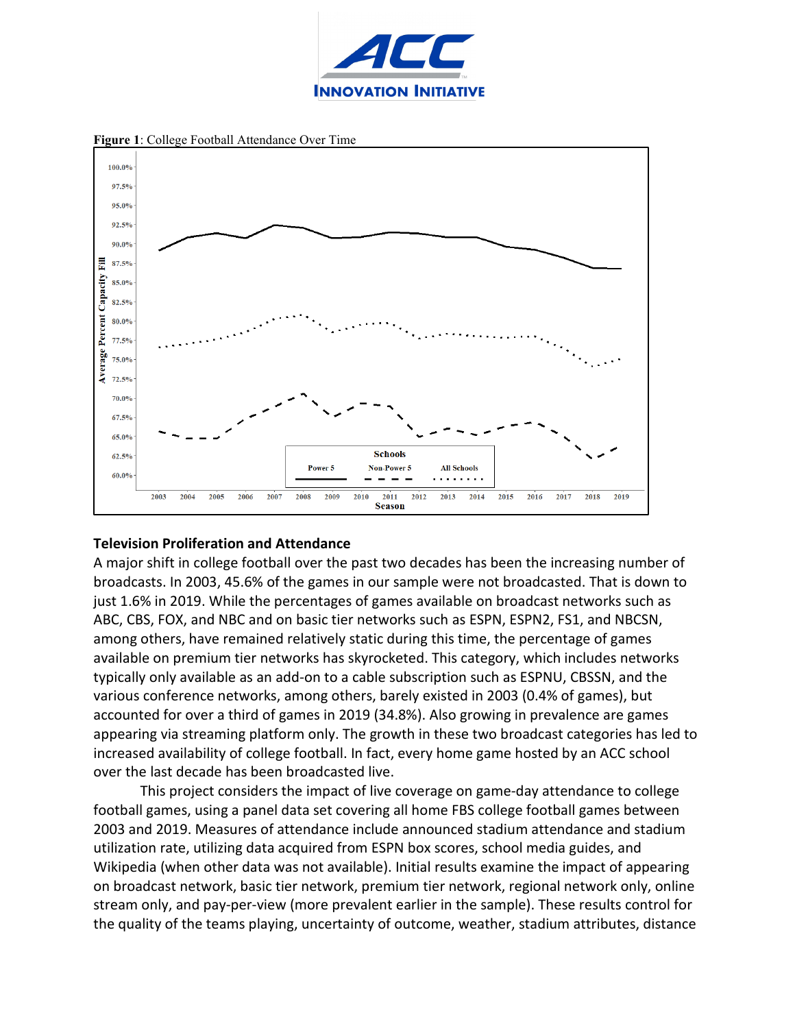**Figure 1**: College Football Attendance Over Time

**Television Proliferation and Attendance**

A major shift in college football over the past two decades has been the increasing number of broadcasts. In 2003, 45.6% of the games in our sample were not broadcasted. That is down to just 1.6% in 2019. While the percentages of games available on broadcast networks such as ABC, CBS, FOX, and NBC and on basic tier networks such as ESPN, ESPN2, FS1, and NBCSN, among others, have remained relatively static during this time, the percentage of games available on premium tier networks has skyrocketed. This category, which includes networks typically only available as an add-on to a cable subscription such as ESPNU, CBSSN, and the various conference networks, among others, barely existed in 2003 (0.4% of games), but accounted for over a third of games in 2019 (34.8%). Also growing in prevalence are games appearing via streaming platform only. The growth in these two broadcast categories has led to increased availability of college football. In fact, every home game hosted by an ACC school over the last decade has been broadcasted live.

This project considers the impact of live coverage on game-day attendance to college football games, using a panel data set covering all home FBS college football games between 2003 and 2019. Measures of attendance include announced stadium attendance and stadium utilization rate, utilizing data acquired from ESPN box scores, school media guides, and Wikipedia (when other data was not available). Initial results examine the impact of appearing on broadcast network, basic tier network, premium tier network, regional network only, online stream only, and pay-per-view (more prevalent earlier in the sample). These results control for the quality of the teams playing, uncertainty of outcome, weather, stadium attributes, distance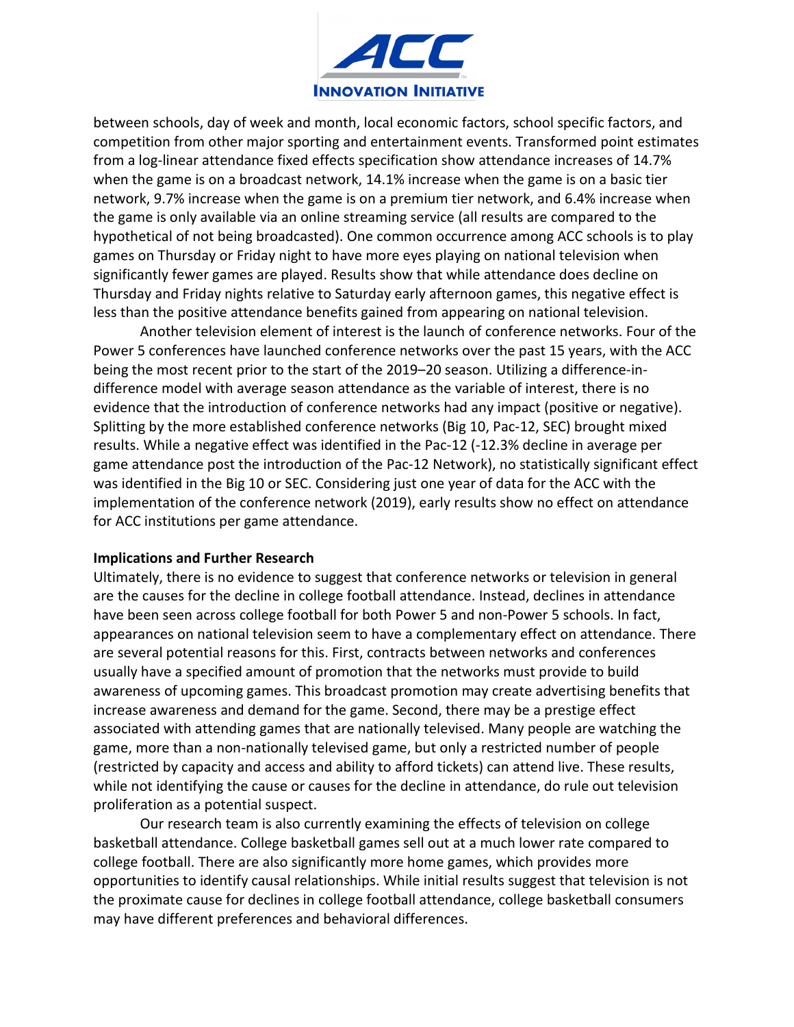between schools, day of week and month, local economic factors, school specific factors, and competition from other major sporting and entertainment events. Transformed point estimates from a log-linear attendance fixed effects specification show attendance increases of 14.7% when the game is on a broadcast network, 14.1% increase when the game is on a basic tier network, 9.7% increase when the game is on a premium tier network, and 6.4% increase when the game is only available via an online streaming service (all results are compared to the hypothetical of not being broadcasted). One common occurrence among ACC schools is to play games on Thursday or Friday night to have more eyes playing on national television when significantly fewer games are played. Results show that while attendance does decline on Thursday and Friday nights relative to Saturday early afternoon games, this negative effect is less than the positive attendance benefits gained from appearing on national television.

Another television element of interest is the launch of conference networks. Four of the Power 5 conferences have launched conference networks over the past 15 years, with the ACC being the most recent prior to the start of the 2019–20 season. Utilizing a difference-in-difference model with average season attendance as the variable of interest, there is no evidence that the introduction of conference networks had any impact (positive or negative). Splitting by the more established conference networks (Big 10, Pac-12, SEC) brought mixed results. While a negative effect was identified in the Pac-12 (-12.3% decline in average per game attendance post the introduction of the Pac-12 Network), no statistically significant effect was identified in the Big 10 or SEC. Considering just one year of data for the ACC with the implementation of the conference network (2019), early results show no effect on attendance for ACC institutions per game attendance.

**Implications and Further Research**

Ultimately, there is no evidence to suggest that conference networks or television in general are the causes for the decline in college football attendance. Instead, declines in attendance have been seen across college football for both Power 5 and non-Power 5 schools. In fact, appearances on national television seem to have a complementary effect on attendance. There are several potential reasons for this. First, contracts between networks and conferences usually have a specified amount of promotion that the networks must provide to build awareness of upcoming games. This broadcast promotion may create advertising benefits that increase awareness and demand for the game. Second, there may be a prestige effect associated with attending games that are nationally televised. Many people are watching the game, more than a non-nationally televised game, but only a restricted number of people (restricted by capacity and access and ability to afford tickets) can attend live. These results, while not identifying the cause or causes for the decline in attendance, do rule out television proliferation as a potential suspect.

Our research team is also currently examining the effects of television on college basketball attendance. College basketball games sell out at a much lower rate compared to college football. There are also significantly more home games, which provides more opportunities to identify causal relationships. While initial results suggest that television is not the proximate cause for declines in college football attendance, college basketball consumers may have different preferences and behavioral differences.